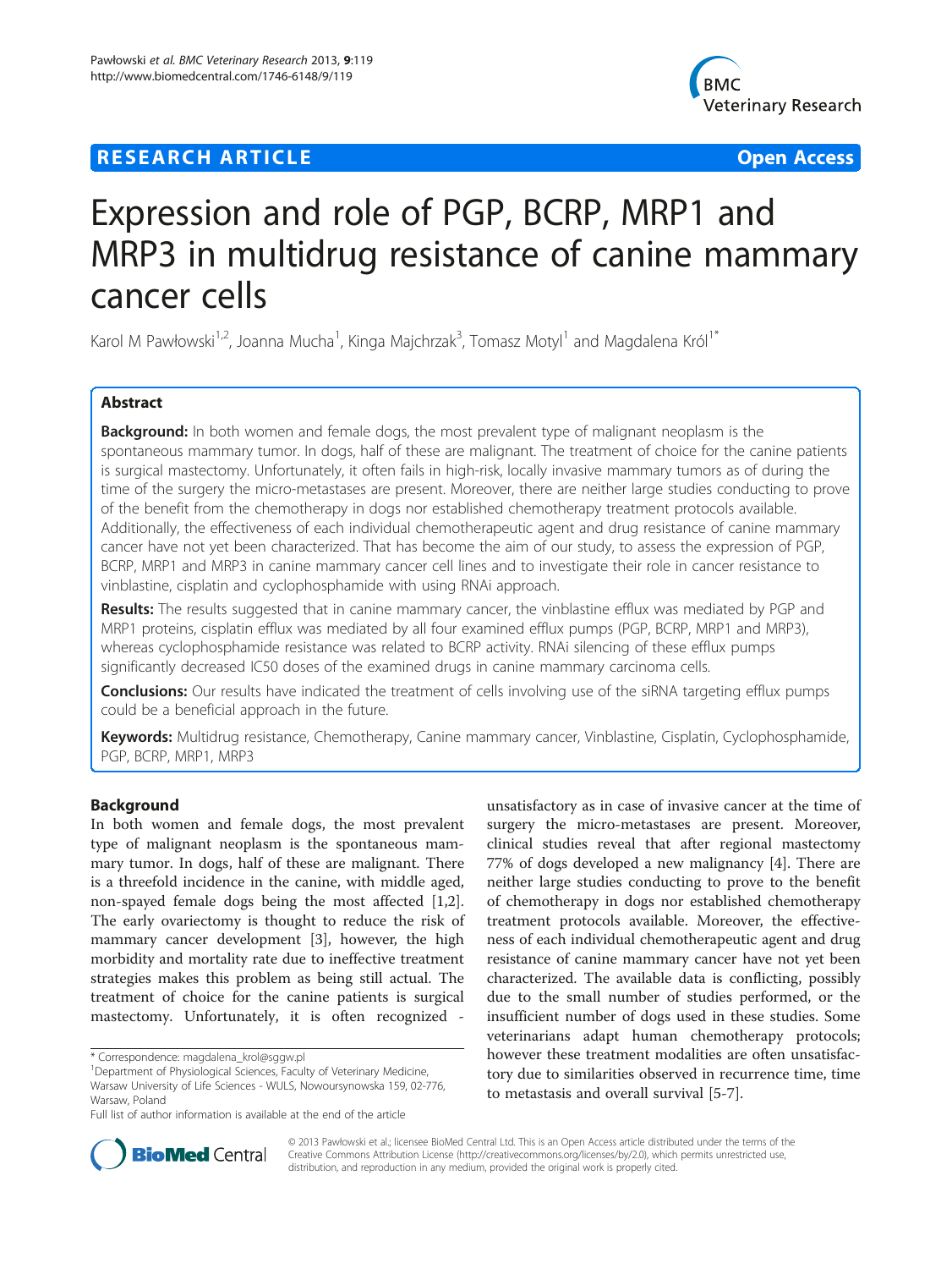**RESEARCH ARTICLE** **Open Access**

# Expression and role of PGP, BCRP, MRP1 and MRP3 in multidrug resistance of canine mammary cancer cells

Karol M Pawłowski[1,2], Joanna Mucha[1], Kinga Majchrzak[3], Tomasz Motyl[1] and Magdalena Król[1*]

## Abstract

**Background:** In both women and female dogs, the most prevalent type of malignant neoplasm is the spontaneous mammary tumor. In dogs, half of these are malignant. The treatment of choice for the canine patients is surgical mastectomy. Unfortunately, it often fails in high-risk, locally invasive mammary tumors as of during the time of the surgery the micro-metastases are present. Moreover, there are neither large studies conducting to prove of the benefit from the chemotherapy in dogs nor established chemotherapy treatment protocols available. Additionally, the effectiveness of each individual chemotherapeutic agent and drug resistance of canine mammary cancer have not yet been characterized. That has become the aim of our study, to assess the expression of PGP, BCRP, MRP1 and MRP3 in canine mammary cancer cell lines and to investigate their role in cancer resistance to vinblastine, cisplatin and cyclophosphamide with using RNAi approach.

**Results:** The results suggested that in canine mammary cancer, the vinblastine efflux was mediated by PGP and MRP1 proteins, cisplatin efflux was mediated by all four examined efflux pumps (PGP, BCRP, MRP1 and MRP3), whereas cyclophosphamide resistance was related to BCRP activity. RNAi silencing of these efflux pumps significantly decreased IC50 doses of the examined drugs in canine mammary carcinoma cells.

**Conclusions:** Our results have indicated the treatment of cells involving use of the siRNA targeting efflux pumps could be a beneficial approach in the future.

**Keywords:** Multidrug resistance, Chemotherapy, Canine mammary cancer, Vinblastine, Cisplatin, Cyclophosphamide, PGP, BCRP, MRP1, MRP3

## Background

In both women and female dogs, the most prevalent type of malignant neoplasm is the spontaneous mammary tumor. In dogs, half of these are malignant. There is a threefold incidence in the canine, with middle aged, non-spayed female dogs being the most affected [1,2]. The early ovariectomy is thought to reduce the risk of mammary cancer development [3], however, the high morbidity and mortality rate due to ineffective treatment strategies makes this problem as being still actual. The treatment of choice for the canine patients is surgical mastectomy. Unfortunately, it is often recognized - unsatisfactory as in case of invasive cancer at the time of surgery the micro-metastases are present. Moreover, clinical studies reveal that after regional mastectomy 77% of dogs developed a new malignancy [4]. There are neither large studies conducting to prove to the benefit of chemotherapy in dogs nor established chemotherapy treatment protocols available. Moreover, the effectiveness of each individual chemotherapeutic agent and drug resistance of canine mammary cancer have not yet been characterized. The available data is conflicting, possibly due to the small number of studies performed, or the insufficient number of dogs used in these studies. Some veterinarians adapt human chemotherapy protocols; however these treatment modalities are often unsatisfactory due to similarities observed in recurrence time, time to metastasis and overall survival [5-7].

\* Correspondence: magdalena_krol@sggw.pl
[1]Department of Physiological Sciences, Faculty of Veterinary Medicine, Warsaw University of Life Sciences - WULS, Nowoursynowska 159, 02-776, Warsaw, Poland
Full list of author information is available at the end of the article

© 2013 Pawłowski et al.; licensee BioMed Central Ltd. This is an Open Access article distributed under the terms of the Creative Commons Attribution License (http://creativecommons.org/licenses/by/2.0), which permits unrestricted use, distribution, and reproduction in any medium, provided the original work is properly cited.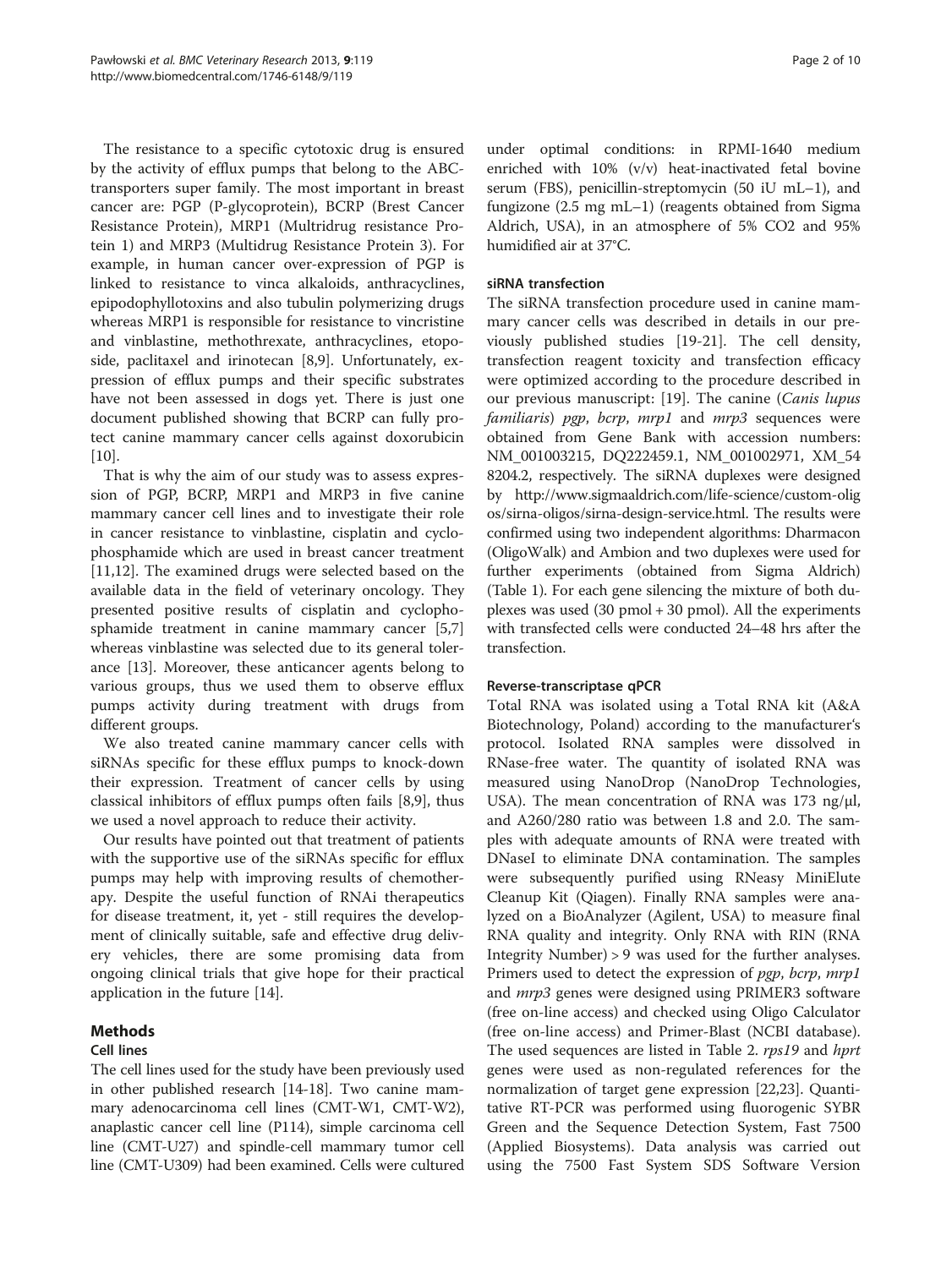The resistance to a specific cytotoxic drug is ensured by the activity of efflux pumps that belong to the ABC-transporters super family. The most important in breast cancer are: PGP (P-glycoprotein), BCRP (Brest Cancer Resistance Protein), MRP1 (Multidrug resistance Protein 1) and MRP3 (Multidrug Resistance Protein 3). For example, in human cancer over-expression of PGP is linked to resistance to vinca alkaloids, anthracyclines, epipodophyllotoxins and also tubulin polymerizing drugs whereas MRP1 is responsible for resistance to vincristine and vinblastine, methothrexate, anthracyclines, etoposide, paclitaxel and irinotecan [8,9]. Unfortunately, expression of efflux pumps and their specific substrates have not been assessed in dogs yet. There is just one document published showing that BCRP can fully protect canine mammary cancer cells against doxorubicin [10].

That is why the aim of our study was to assess expression of PGP, BCRP, MRP1 and MRP3 in five canine mammary cancer cell lines and to investigate their role in cancer resistance to vinblastine, cisplatin and cyclophosphamide which are used in breast cancer treatment [11,12]. The examined drugs were selected based on the available data in the field of veterinary oncology. They presented positive results of cisplatin and cyclophosphamide treatment in canine mammary cancer [5,7] whereas vinblastine was selected due to its general tolerance [13]. Moreover, these anticancer agents belong to various groups, thus we used them to observe efflux pumps activity during treatment with drugs from different groups.

We also treated canine mammary cancer cells with siRNAs specific for these efflux pumps to knock-down their expression. Treatment of cancer cells by using classical inhibitors of efflux pumps often fails [8,9], thus we used a novel approach to reduce their activity.

Our results have pointed out that treatment of patients with the supportive use of the siRNAs specific for efflux pumps may help with improving results of chemotherapy. Despite the useful function of RNAi therapeutics for disease treatment, it, yet - still requires the development of clinically suitable, safe and effective drug delivery vehicles, there are some promising data from ongoing clinical trials that give hope for their practical application in the future [14].

## Methods

### Cell lines

The cell lines used for the study have been previously used in other published research [14-18]. Two canine mammary adenocarcinoma cell lines (CMT-W1, CMT-W2), anaplastic cancer cell line (P114), simple carcinoma cell line (CMT-U27) and spindle-cell mammary tumor cell line (CMT-U309) had been examined. Cells were cultured under optimal conditions: in RPMI-1640 medium enriched with 10% (v/v) heat-inactivated fetal bovine serum (FBS), penicillin-streptomycin (50 iU mL−1), and fungizone (2.5 mg mL−1) (reagents obtained from Sigma Aldrich, USA), in an atmosphere of 5% $CO_2$ and 95% humidified air at 37°C.

### siRNA transfection

The siRNA transfection procedure used in canine mammary cancer cells was described in details in our previously published studies [19-21]. The cell density, transfection reagent toxicity and transfection efficacy were optimized according to the procedure described in our previous manuscript: [19]. The canine (*Canis lupus familiaris*) *pgp*, *bcrp*, *mrp1* and *mrp3* sequences were obtained from Gene Bank with accession numbers: NM_001003215, DQ222459.1, NM_001002971, XM_548204.2, respectively. The siRNA duplexes were designed by http://www.sigmaaldrich.com/life-science/custom-oligos/sirna-oligos/sirna-design-service.html. The results were confirmed using two independent algorithms: Dharmacon (OligoWalk) and Ambion and two duplexes were used for further experiments (obtained from Sigma Aldrich) (Table 1). For each gene silencing the mixture of both duplexes was used (30 pmol + 30 pmol). All the experiments with transfected cells were conducted 24–48 hrs after the transfection.

### Reverse-transcriptase qPCR

Total RNA was isolated using a Total RNA kit (A&A Biotechnology, Poland) according to the manufacturer's protocol. Isolated RNA samples were dissolved in RNase-free water. The quantity of isolated RNA was measured using NanoDrop (NanoDrop Technologies, USA). The mean concentration of RNA was 173 ng/μl, and A260/280 ratio was between 1.8 and 2.0. The samples with adequate amounts of RNA were treated with DNaseI to eliminate DNA contamination. The samples were subsequently purified using RNeasy MiniElute Cleanup Kit (Qiagen). Finally RNA samples were analyzed on a BioAnalyzer (Agilent, USA) to measure final RNA quality and integrity. Only RNA with RIN (RNA Integrity Number) > 9 was used for the further analyses. Primers used to detect the expression of *pgp*, *bcrp*, *mrp1* and *mrp3* genes were designed using PRIMER3 software (free on-line access) and checked using Oligo Calculator (free on-line access) and Primer-Blast (NCBI database). The used sequences are listed in Table 2. *rps19* and *hprt* genes were used as non-regulated references for the normalization of target gene expression [22,23]. Quantitative RT-PCR was performed using fluorogenic SYBR Green and the Sequence Detection System, Fast 7500 (Applied Biosystems). Data analysis was carried out using the 7500 Fast System SDS Software Version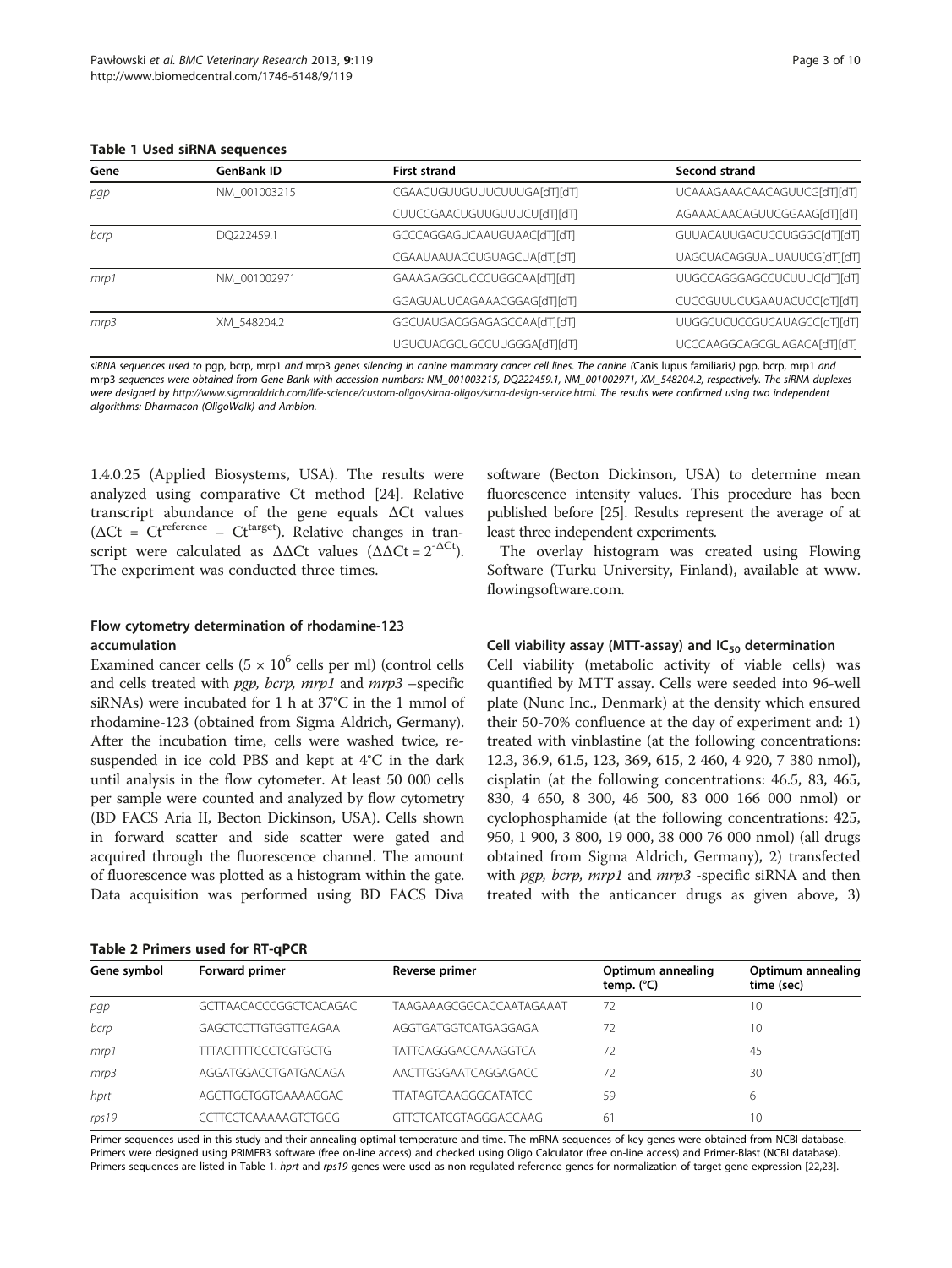**Table 1 Used siRNA sequences**

| Gene | GenBank ID | First strand | Second strand |
|---|---|---|---|
| *pgp* | NM_001003215 | CGAACUGUUGUUUCUUUGA[dT][dT] | UCAAAGAAACAACAGUUCG[dT][dT] |
| | | CUUCCGAACUGUUGUUUCU[dT][dT] | AGAAACAACAGUUCGGAAG[dT][dT] |
| *bcrp* | DQ222459.1 | GCCCAGGAGUCAAUGUAAC[dT][dT] | GUUACAUUGACUCCUGGGC[dT][dT] |
| | | CGAAUAAUACCUGUAGCUA[dT][dT] | UAGCUACAGGUAUUAUUCG[dT][dT] |
| *mrp1* | NM_001002971 | GAAAGAGGCUCCCUGGCAA[dT][dT] | UUGCCAGGGAGCCUCUUUC[dT][dT] |
| | | GGAGUAUUCAGAAACGGAG[dT][dT] | CUCCGUUUCUGAAUACUCC[dT][dT] |
| *mrp3* | XM_548204.2 | GGCUAUGACGGAGAGCCAA[dT][dT] | UUGGCUCUCCGUCAUAGCC[dT][dT] |
| | | UGUCUACGCUGCCUUGGGA[dT][dT] | UCCCAAGGCAGCGUAGACA[dT][dT] |

*siRNA sequences used to* pgp, bcrp, mrp1 *and* mrp3 *genes silencing in canine mammary cancer cell lines. The canine (*Canis lupus familiaris*)* pgp, bcrp, mrp1 *and* mrp3 *sequences were obtained from Gene Bank with accession numbers: NM_001003215, DQ222459.1, NM_001002971, XM_548204.2, respectively. The siRNA duplexes were designed by http://www.sigmaaldrich.com/life-science/custom-oligos/sirna-oligos/sirna-design-service.html. The results were confirmed using two independent algorithms: Dharmacon (OligoWalk) and Ambion.*

1.4.0.25 (Applied Biosystems, USA). The results were analyzed using comparative Ct method [24]. Relative transcript abundance of the gene equals ΔCt values ($\Delta Ct = Ct^{reference} - Ct^{target}$). Relative changes in transcript were calculated as ΔΔCt values ($\Delta\Delta Ct = 2^{-\Delta Ct}$). The experiment was conducted three times.

### Flow cytometry determination of rhodamine-123 accumulation

Examined cancer cells ($5 \times 10^6$ cells per ml) (control cells and cells treated with *pgp, bcrp, mrp1* and *mrp3* –specific siRNAs) were incubated for 1 h at 37°C in the 1 mmol of rhodamine-123 (obtained from Sigma Aldrich, Germany). After the incubation time, cells were washed twice, re-suspended in ice cold PBS and kept at 4°C in the dark until analysis in the flow cytometer. At least 50 000 cells per sample were counted and analyzed by flow cytometry (BD FACS Aria II, Becton Dickinson, USA). Cells shown in forward scatter and side scatter were gated and acquired through the fluorescence channel. The amount of fluorescence was plotted as a histogram within the gate. Data acquisition was performed using BD FACS Diva software (Becton Dickinson, USA) to determine mean fluorescence intensity values. This procedure has been published before [25]. Results represent the average of at least three independent experiments.

The overlay histogram was created using Flowing Software (Turku University, Finland), available at www.flowingsoftware.com.

### Cell viability assay (MTT-assay) and $IC_{50}$ determination

Cell viability (metabolic activity of viable cells) was quantified by MTT assay. Cells were seeded into 96-well plate (Nunc Inc., Denmark) at the density which ensured their 50-70% confluence at the day of experiment and: 1) treated with vinblastine (at the following concentrations: 12.3, 36.9, 61.5, 123, 369, 615, 2 460, 4 920, 7 380 nmol), cisplatin (at the following concentrations: 46.5, 83, 465, 830, 4 650, 8 300, 46 500, 83 000 166 000 nmol) or cyclophosphamide (at the following concentrations: 425, 950, 1 900, 3 800, 19 000, 38 000 76 000 nmol) (all drugs obtained from Sigma Aldrich, Germany), 2) transfected with *pgp, bcrp, mrp1* and *mrp3* -specific siRNA and then treated with the anticancer drugs as given above, 3)

**Table 2 Primers used for RT-qPCR**

| Gene symbol | Forward primer | Reverse primer | Optimum annealing temp. (°C) | Optimum annealing time (sec) |
|---|---|---|---|---|
| *pgp* | GCTTAACACCCGGCTCACAGAC | TAAGAAAGCGGCACCAATAGAAAT | 72 | 10 |
| *bcrp* | GAGCTCCTTGTGGTTGAGAA | AGGTGATGGTCATGAGGAGA | 72 | 10 |
| *mrp1* | TTTACTTTTCCCTCGTGCTG | TATTCAGGGACCAAAGGTCA | 72 | 45 |
| *mrp3* | AGGATGGACCTGATGACAGA | AACTTGGGAATCAGGAGACC | 72 | 30 |
| *hprt* | AGCTTGCTGGTGAAAAGGAC | TTATAGTCAAGGGCATATCC | 59 | 6 |
| *rps19* | CCTTCCTCAAAAAGTCTGGG | GTTCTCATCGTAGGGAGCAAG | 61 | 10 |

Primer sequences used in this study and their annealing optimal temperature and time. The mRNA sequences of key genes were obtained from NCBI database. Primers were designed using PRIMER3 software (free on-line access) and checked using Oligo Calculator (free on-line access) and Primer-Blast (NCBI database). Primers sequences are listed in Table 1. *hprt* and *rps19* genes were used as non-regulated reference genes for normalization of target gene expression [22,23].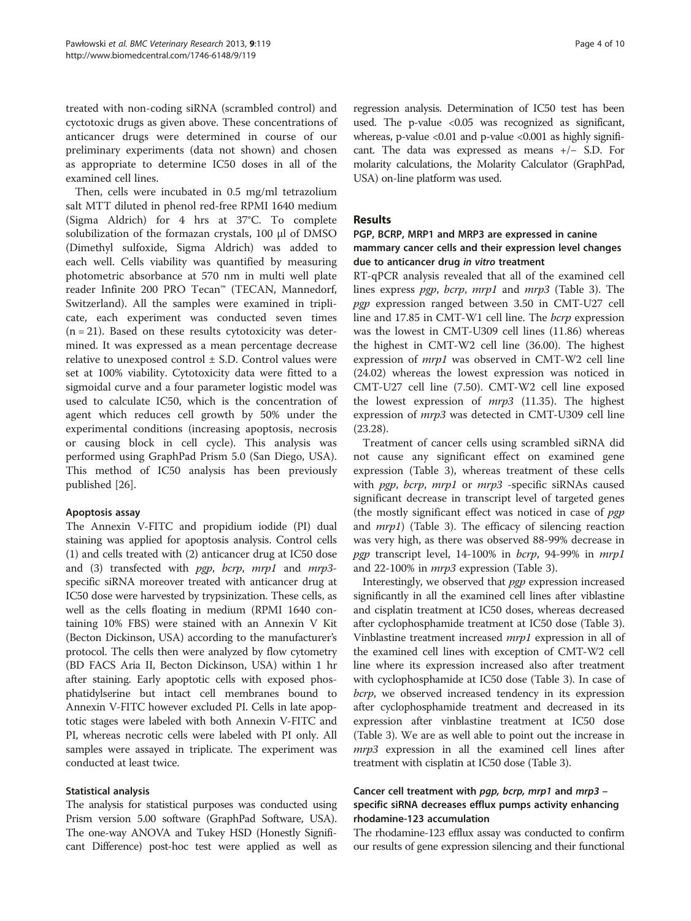treated with non-coding siRNA (scrambled control) and cyctotoxic drugs as given above. These concentrations of anticancer drugs were determined in course of our preliminary experiments (data not shown) and chosen as appropriate to determine IC50 doses in all of the examined cell lines.

Then, cells were incubated in 0.5 mg/ml tetrazolium salt MTT diluted in phenol red-free RPMI 1640 medium (Sigma Aldrich) for 4 hrs at 37°C. To complete solubilization of the formazan crystals, 100 μl of DMSO (Dimethyl sulfoxide, Sigma Aldrich) was added to each well. Cells viability was quantified by measuring photometric absorbance at 570 nm in multi well plate reader Infinite 200 PRO Tecan™ (TECAN, Mannedorf, Switzerland). All the samples were examined in triplicate, each experiment was conducted seven times (n = 21). Based on these results cytotoxicity was determined. It was expressed as a mean percentage decrease relative to unexposed control ± S.D. Control values were set at 100% viability. Cytotoxicity data were fitted to a sigmoidal curve and a four parameter logistic model was used to calculate IC50, which is the concentration of agent which reduces cell growth by 50% under the experimental conditions (increasing apoptosis, necrosis or causing block in cell cycle). This analysis was performed using GraphPad Prism 5.0 (San Diego, USA). This method of IC50 analysis has been previously published [26].

### Apoptosis assay

The Annexin V-FITC and propidium iodide (PI) dual staining was applied for apoptosis analysis. Control cells (1) and cells treated with (2) anticancer drug at IC50 dose and (3) transfected with *pgp*, *bcrp*, *mrp1* and *mrp3*-specific siRNA moreover treated with anticancer drug at IC50 dose were harvested by trypsinization. These cells, as well as the cells floating in medium (RPMI 1640 containing 10% FBS) were stained with an Annexin V Kit (Becton Dickinson, USA) according to the manufacturer's protocol. The cells then were analyzed by flow cytometry (BD FACS Aria II, Becton Dickinson, USA) within 1 hr after staining. Early apoptotic cells with exposed phosphatidylserine but intact cell membranes bound to Annexin V-FITC however excluded PI. Cells in late apoptotic stages were labeled with both Annexin V-FITC and PI, whereas necrotic cells were labeled with PI only. All samples were assayed in triplicate. The experiment was conducted at least twice.

### Statistical analysis

The analysis for statistical purposes was conducted using Prism version 5.00 software (GraphPad Software, USA). The one-way ANOVA and Tukey HSD (Honestly Significant Difference) post-hoc test were applied as well as regression analysis. Determination of IC50 test has been used. The p-value <0.05 was recognized as significant, whereas, p-value <0.01 and p-value <0.001 as highly significant. The data was expressed as means +/− S.D. For molarity calculations, the Molarity Calculator (GraphPad, USA) on-line platform was used.

## Results

### PGP, BCRP, MRP1 and MRP3 are expressed in canine mammary cancer cells and their expression level changes due to anticancer drug *in vitro* treatment

RT-qPCR analysis revealed that all of the examined cell lines express *pgp*, *bcrp*, *mrp1* and *mrp3* (Table 3). The *pgp* expression ranged between 3.50 in CMT-U27 cell line and 17.85 in CMT-W1 cell line. The *bcrp* expression was the lowest in CMT-U309 cell lines (11.86) whereas the highest in CMT-W2 cell line (36.00). The highest expression of *mrp1* was observed in CMT-W2 cell line (24.02) whereas the lowest expression was noticed in CMT-U27 cell line (7.50). CMT-W2 cell line exposed the lowest expression of *mrp3* (11.35). The highest expression of *mrp3* was detected in CMT-U309 cell line (23.28).

Treatment of cancer cells using scrambled siRNA did not cause any significant effect on examined gene expression (Table 3), whereas treatment of these cells with *pgp*, *bcrp*, *mrp1* or *mrp3* -specific siRNAs caused significant decrease in transcript level of targeted genes (the mostly significant effect was noticed in case of *pgp* and *mrp1*) (Table 3). The efficacy of silencing reaction was very high, as there was observed 88-99% decrease in *pgp* transcript level, 14-100% in *bcrp*, 94-99% in *mrp1* and 22-100% in *mrp3* expression (Table 3).

Interestingly, we observed that *pgp* expression increased significantly in all the examined cell lines after viblastine and cisplatin treatment at IC50 doses, whereas decreased after cyclophosphamide treatment at IC50 dose (Table 3). Vinblastine treatment increased *mrp1* expression in all of the examined cell lines with exception of CMT-W2 cell line where its expression increased also after treatment with cyclophosphamide at IC50 dose (Table 3). In case of *bcrp*, we observed increased tendency in its expression after cyclophosphamide treatment and decreased in its expression after vinblastine treatment at IC50 dose (Table 3). We are as well able to point out the increase in *mrp3* expression in all the examined cell lines after treatment with cisplatin at IC50 dose (Table 3).

### Cancer cell treatment with *pgp, bcrp, mrp1* and *mrp3* – specific siRNA decreases efflux pumps activity enhancing rhodamine-123 accumulation

The rhodamine-123 efflux assay was conducted to confirm our results of gene expression silencing and their functional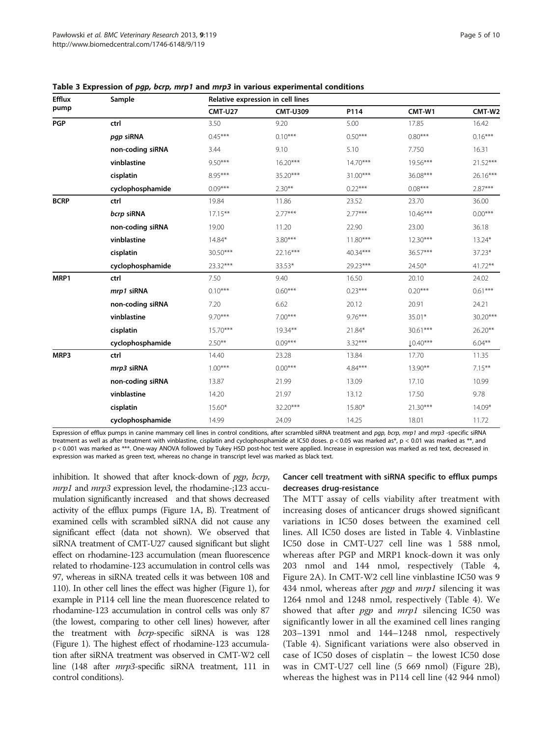**Table 3 Expression of *pgp, bcrp, mrp1* and *mrp3* in various experimental conditions**

| Efflux pump | Sample | Relative expression in cell lines | | | | |
|---|---|---|---|---|---|---|
| | | CMT-U27 | CMT-U309 | P114 | CMT-W1 | CMT-W2 |
| PGP | ctrl | 3.50 | 9.20 | 5.00 | 17.85 | 16.42 |
| | *pgp* siRNA | 0.45*** | 0.10*** | 0.50*** | 0.80*** | 0.16*** |
| | non-coding siRNA | 3.44 | 9.10 | 5.10 | 7.750 | 16.31 |
| | vinblastine | 9.50*** | 16.20*** | 14.70*** | 19.56*** | 21.52*** |
| | cisplatin | 8.95*** | 35.20*** | 31.00*** | 36.08*** | 26.16*** |
| | cyclophosphamide | 0.09*** | 2.30** | 0.22*** | 0.08*** | 2.87*** |
| BCRP | ctrl | 19.84 | 11.86 | 23.52 | 23.70 | 36.00 |
| | *bcrp* siRNA | 17.15** | 2.77*** | 2.77*** | 10.46*** | 0.00*** |
| | non-coding siRNA | 19.00 | 11.20 | 22.90 | 23.00 | 36.18 |
| | vinblastine | 14.84* | 3.80*** | 11.80*** | 12.30*** | 13.24* |
| | cisplatin | 30.50*** | 22.16*** | 40.34*** | 36.57*** | 37.23* |
| | cyclophosphamide | 23.32*** | 33.53* | 29.23*** | 24.50* | 41.72** |
| MRP1 | ctrl | 7.50 | 9.40 | 16.50 | 20.10 | 24.02 |
| | *mrp1* siRNA | 0.10*** | 0.60*** | 0.23*** | 0.20*** | 0.61*** |
| | non-coding siRNA | 7.20 | 6.62 | 20.12 | 20.91 | 24.21 |
| | vinblastine | 9.70*** | 7.00*** | 9.76*** | 35.01* | 30.20*** |
| | cisplatin | 15.70*** | 19.34** | 21.84* | 30.61*** | 26.20** |
| | cyclophosphamide | 2.50** | 0.09*** | 3.32*** | ↓0.40*** | 6.04** |
| MRP3 | ctrl | 14.40 | 23.28 | 13.84 | 17.70 | 11.35 |
| | *mrp3* siRNA | 1.00*** | 0.00*** | 4.84*** | 13.90** | 7.15** |
| | non-coding siRNA | 13.87 | 21.99 | 13.09 | 17.10 | 10.99 |
| | vinblastine | 14.20 | 21.97 | 13.12 | 17.50 | 9.78 |
| | cisplatin | 15.60* | 32.20*** | 15.80* | 21.30*** | 14.09* |
| | cyclophosphamide | 14.99 | 24.09 | 14.25 | 18.01 | 11.72 |

Expression of efflux pumps in canine mammary cell lines in control conditions, after scrambled siRNA treatment and *pgp, bcrp, mrp1* and *mrp3* -specific siRNA treatment as well as after treatment with vinblastine, cisplatin and cyclophosphamide at IC50 doses. $p < 0.05$ was marked as*, $p < 0.01$ was marked as **, and $p < 0.001$ was marked as ***. One-way ANOVA followed by Tukey HSD post-hoc test were applied. Increase in expression was marked as red text, decreased in expression was marked as green text, whereas no change in transcript level was marked as black text.

inhibition. It showed that after knock-down of *pgp*, *bcrp*, *mrp1* and *mrp3* expression level, the rhodamine-;123 accumulation significantly increased and that shows decreased activity of the efflux pumps (Figure 1A, B). Treatment of examined cells with scrambled siRNA did not cause any significant effect (data not shown). We observed that siRNA treatment of CMT-U27 caused significant but slight effect on rhodamine-123 accumulation (mean fluorescence related to rhodamine-123 accumulation in control cells was 97, whereas in siRNA treated cells it was between 108 and 110). In other cell lines the effect was higher (Figure 1), for example in P114 cell line the mean fluorescence related to rhodamine-123 accumulation in control cells was only 87 (the lowest, comparing to other cell lines) however, after the treatment with *bcrp*-specific siRNA is was 128 (Figure 1). The highest effect of rhodamine-123 accumulation after siRNA treatment was observed in CMT-W2 cell line (148 after *mrp3*-specific siRNA treatment, 111 in control conditions).

### Cancer cell treatment with siRNA specific to efflux pumps decreases drug-resistance

The MTT assay of cells viability after treatment with increasing doses of anticancer drugs showed significant variations in IC50 doses between the examined cell lines. All IC50 doses are listed in Table 4. Vinblastine IC50 dose in CMT-U27 cell line was 1 588 nmol, whereas after PGP and MRP1 knock-down it was only 203 nmol and 144 nmol, respectively (Table 4, Figure 2A). In CMT-W2 cell line vinblastine IC50 was 9 434 nmol, whereas after *pgp* and *mrp1* silencing it was 1264 nmol and 1248 nmol, respectively (Table 4). We showed that after *pgp* and *mrp1* silencing IC50 was significantly lower in all the examined cell lines ranging 203–1391 nmol and 144–1248 nmol, respectively (Table 4). Significant variations were also observed in case of IC50 doses of cisplatin – the lowest IC50 dose was in CMT-U27 cell line (5 669 nmol) (Figure 2B), whereas the highest was in P114 cell line (42 944 nmol)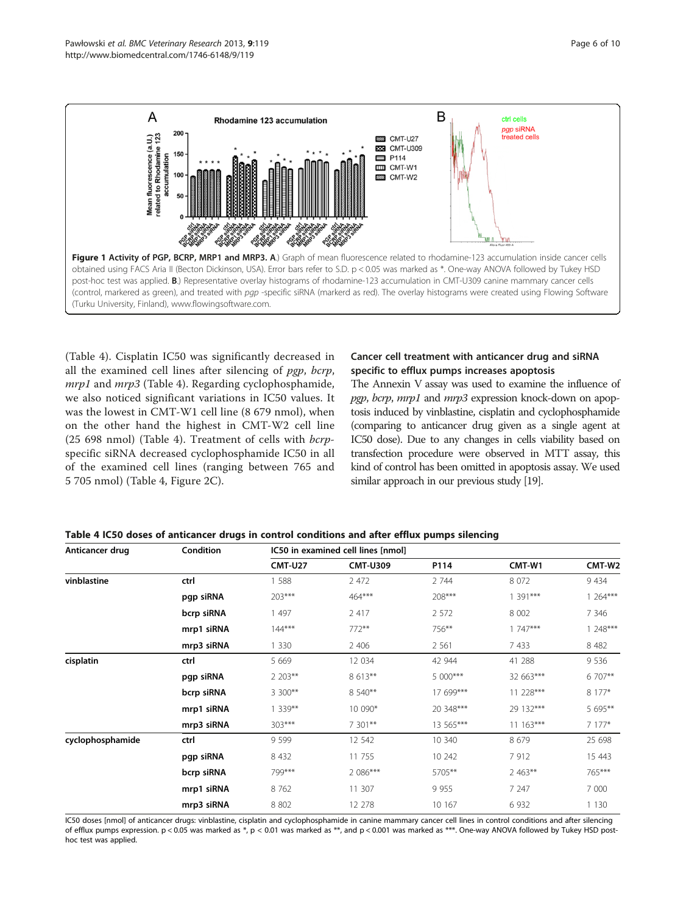**Figure 1 Activity of PGP, BCRP, MRP1 and MRP3. A**.) Graph of mean fluorescence related to rhodamine-123 accumulation inside cancer cells obtained using FACS Aria II (Becton Dickinson, USA). Error bars refer to S.D. p < 0.05 was marked as *. One-way ANOVA followed by Tukey HSD post-hoc test was applied. **B**.) Representative overlay histograms of rhodamine-123 accumulation in CMT-U309 canine mammary cancer cells (control, markered as green), and treated with *pgp* -specific siRNA (markerd as red). The overlay histograms were created using Flowing Software (Turku University, Finland), www.flowingsoftware.com.

(Table 4). Cisplatin IC50 was significantly decreased in all the examined cell lines after silencing of *pgp*, *bcrp*, *mrp1* and *mrp3* (Table 4). Regarding cyclophosphamide, we also noticed significant variations in IC50 values. It was the lowest in CMT-W1 cell line (8 679 nmol), when on the other hand the highest in CMT-W2 cell line (25 698 nmol) (Table 4). Treatment of cells with *bcrp*-specific siRNA decreased cyclophosphamide IC50 in all of the examined cell lines (ranging between 765 and 5 705 nmol) (Table 4, Figure 2C).

### Cancer cell treatment with anticancer drug and siRNA specific to efflux pumps increases apoptosis

The Annexin V assay was used to examine the influence of *pgp*, *bcrp*, *mrp1* and *mrp3* expression knock-down on apoptosis induced by vinblastine, cisplatin and cyclophosphamide (comparing to anticancer drug given as a single agent at IC50 dose). Due to any changes in cells viability based on transfection procedure were observed in MTT assay, this kind of control has been omitted in apoptosis assay. We used similar approach in our previous study [19].

**Table 4 IC50 doses of anticancer drugs in control conditions and after efflux pumps silencing**

| Anticancer drug | Condition | IC50 in examined cell lines [nmol] | | | | |
|---|---|---|---|---|---|---|
| | | CMT-U27 | CMT-U309 | P114 | CMT-W1 | CMT-W2 |
| vinblastine | ctrl | 1 588 | 2 472 | 2 744 | 8 072 | 9 434 |
| | pgp siRNA | 203*** | 464*** | 208*** | 1 391*** | 1 264*** |
| | bcrp siRNA | 1 497 | 2 417 | 2 572 | 8 002 | 7 346 |
| | mrp1 siRNA | 144*** | 772** | 756** | 1 747*** | 1 248*** |
| | mrp3 siRNA | 1 330 | 2 406 | 2 561 | 7 433 | 8 482 |
| cisplatin | ctrl | 5 669 | 12 034 | 42 944 | 41 288 | 9 536 |
| | pgp siRNA | 2 203** | 8 613** | 5 000*** | 32 663*** | 6 707** |
| | bcrp siRNA | 3 300** | 8 540** | 17 699*** | 11 228*** | 8 177* |
| | mrp1 siRNA | 1 339** | 10 090* | 20 348*** | 29 132*** | 5 695** |
| | mrp3 siRNA | 303*** | 7 301** | 13 565*** | 11 163*** | 7 177* |
| cyclophosphamide | ctrl | 9 599 | 12 542 | 10 340 | 8 679 | 25 698 |
| | pgp siRNA | 8 432 | 11 755 | 10 242 | 7 912 | 15 443 |
| | bcrp siRNA | 799*** | 2 086*** | 5705** | 2 463** | 765*** |
| | mrp1 siRNA | 8 762 | 11 307 | 9 955 | 7 247 | 7 000 |
| | mrp3 siRNA | 8 802 | 12 278 | 10 167 | 6 932 | 1 130 |

IC50 doses [nmol] of anticancer drugs: vinblastine, cisplatin and cyclophosphamide in canine mammary cancer cell lines in control conditions and after silencing of efflux pumps expression. p < 0.05 was marked as *, p < 0.01 was marked as **, and p < 0.001 was marked as ***. One-way ANOVA followed by Tukey HSD post-hoc test was applied.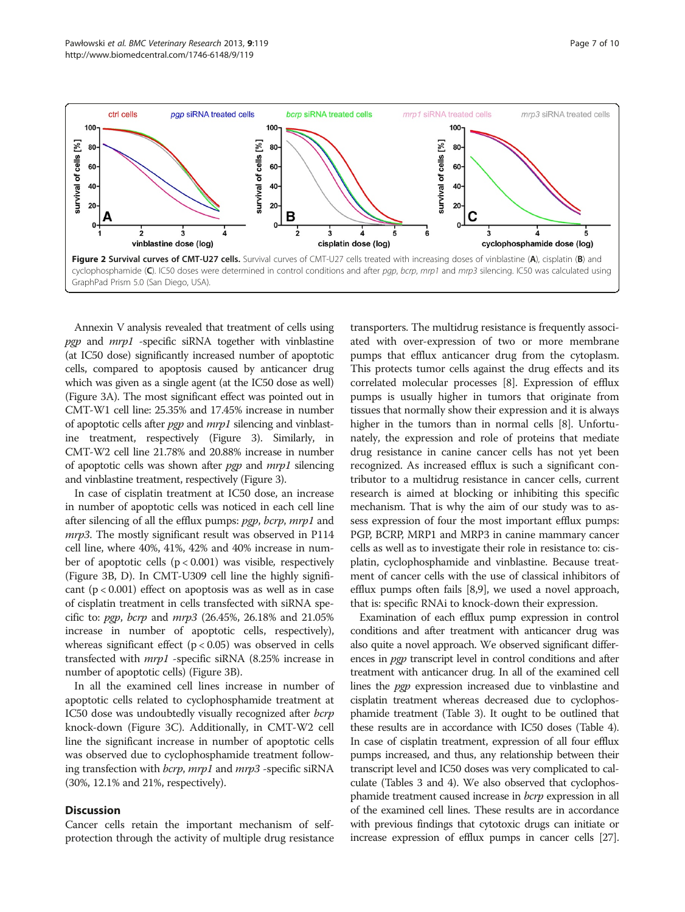**Figure 2 Survival curves of CMT-U27 cells.** Survival curves of CMT-U27 cells treated with increasing doses of vinblastine (**A**), cisplatin (**B**) and cyclophosphamide (**C**). IC50 doses were determined in control conditions and after *pgp*, *bcrp*, *mrp1* and *mrp3* silencing. IC50 was calculated using GraphPad Prism 5.0 (San Diego, USA).

Annexin V analysis revealed that treatment of cells using *pgp* and *mrp1* -specific siRNA together with vinblastine (at IC50 dose) significantly increased number of apoptotic cells, compared to apoptosis caused by anticancer drug which was given as a single agent (at the IC50 dose as well) (Figure 3A). The most significant effect was pointed out in CMT-W1 cell line: 25.35% and 17.45% increase in number of apoptotic cells after *pgp* and *mrp1* silencing and vinblastine treatment, respectively (Figure 3). Similarly, in CMT-W2 cell line 21.78% and 20.88% increase in number of apoptotic cells was shown after *pgp* and *mrp1* silencing and vinblastine treatment, respectively (Figure 3).

In case of cisplatin treatment at IC50 dose, an increase in number of apoptotic cells was noticed in each cell line after silencing of all the efflux pumps: *pgp*, *bcrp*, *mrp1* and *mrp3*. The mostly significant result was observed in P114 cell line, where 40%, 41%, 42% and 40% increase in number of apoptotic cells ($p < 0.001$) was visible, respectively (Figure 3B, D). In CMT-U309 cell line the highly significant ($p < 0.001$) effect on apoptosis was as well as in case of cisplatin treatment in cells transfected with siRNA specific to: *pgp*, *bcrp* and *mrp3* (26.45%, 26.18% and 21.05% increase in number of apoptotic cells, respectively), whereas significant effect ($p < 0.05$) was observed in cells transfected with *mrp1* -specific siRNA (8.25% increase in number of apoptotic cells) (Figure 3B).

In all the examined cell lines increase in number of apoptotic cells related to cyclophosphamide treatment at IC50 dose was undoubtedly visually recognized after *bcrp* knock-down (Figure 3C). Additionally, in CMT-W2 cell line the significant increase in number of apoptotic cells was observed due to cyclophosphamide treatment following transfection with *bcrp*, *mrp1* and *mrp3* -specific siRNA (30%, 12.1% and 21%, respectively).

## Discussion

Cancer cells retain the important mechanism of self-protection through the activity of multiple drug resistance transporters. The multidrug resistance is frequently associated with over-expression of two or more membrane pumps that efflux anticancer drug from the cytoplasm. This protects tumor cells against the drug effects and its correlated molecular processes [8]. Expression of efflux pumps is usually higher in tumors that originate from tissues that normally show their expression and it is always higher in the tumors than in normal cells [8]. Unfortunately, the expression and role of proteins that mediate drug resistance in canine cancer cells has not yet been recognized. As increased efflux is such a significant contributor to a multidrug resistance in cancer cells, current research is aimed at blocking or inhibiting this specific mechanism. That is why the aim of our study was to assess expression of four the most important efflux pumps: PGP, BCRP, MRP1 and MRP3 in canine mammary cancer cells as well as to investigate their role in resistance to: cisplatin, cyclophosphamide and vinblastine. Because treatment of cancer cells with the use of classical inhibitors of efflux pumps often fails [8,9], we used a novel approach, that is: specific RNAi to knock-down their expression.

Examination of each efflux pump expression in control conditions and after treatment with anticancer drug was also quite a novel approach. We observed significant differences in *pgp* transcript level in control conditions and after treatment with anticancer drug. In all of the examined cell lines the *pgp* expression increased due to vinblastine and cisplatin treatment whereas decreased due to cyclophosphamide treatment (Table 3). It ought to be outlined that these results are in accordance with IC50 doses (Table 4). In case of cisplatin treatment, expression of all four efflux pumps increased, and thus, any relationship between their transcript level and IC50 doses was very complicated to calculate (Tables 3 and 4). We also observed that cyclophosphamide treatment caused increase in *bcrp* expression in all of the examined cell lines. These results are in accordance with previous findings that cytotoxic drugs can initiate or increase expression of efflux pumps in cancer cells [27].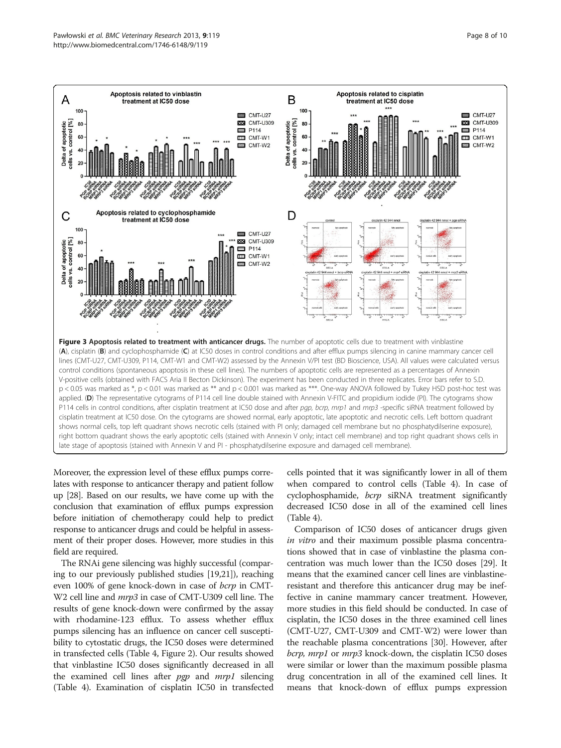**Figure 3 Apoptosis related to treatment with anticancer drugs.** The number of apoptotic cells due to treatment with vinblastine (**A**), cisplatin (**B**) and cyclophosphamide (**C**) at IC50 doses in control conditions and after efflux pumps silencing in canine mammary cancer cell lines (CMT-U27, CMT-U309, P114, CMT-W1 and CMT-W2) assessed by the Annexin V/PI test (BD Bioscience, USA). All values were calculated versus control conditions (spontaneous apoptosis in these cell lines). The numbers of apoptotic cells are represented as a percentages of Annexin V-positive cells (obtained with FACS Aria II Becton Dickinson). The experiment has been conducted in three replicates. Error bars refer to S.D. $p < 0.05$ was marked as *, $p < 0.01$ was marked as ** and $p < 0.001$ was marked as ***. One-way ANOVA followed by Tukey HSD post-hoc test was applied. (**D**) The representative cytograms of P114 cell line double stained with Annexin V-FITC and propidium iodide (PI). The cytograms show P114 cells in control conditions, after cisplatin treatment at IC50 dose and after *pgp, bcrp, mrp1* and *mrp3* -specific siRNA treatment followed by cisplatin treatment at IC50 dose. On the cytograms are showed normal, early apoptotic, late apoptotic and necrotic cells. Left bottom quadrant shows normal cells, top left quadrant shows necrotic cells (stained with PI only; damaged cell membrane but no phosphatydilserine exposure), right bottom quadrant shows the early apoptotic cells (stained with Annexin V only; intact cell membrane) and top right quadrant shows cells in late stage of apoptosis (stained with Annexin V and PI - phosphatydilserine exposure and damaged cell membrane).

Moreover, the expression level of these efflux pumps correlates with response to anticancer therapy and patient follow up [28]. Based on our results, we have come up with the conclusion that examination of efflux pumps expression before initiation of chemotherapy could help to predict response to anticancer drugs and could be helpful in assessment of their proper doses. However, more studies in this field are required.

The RNAi gene silencing was highly successful (comparing to our previously published studies [19,21]), reaching even 100% of gene knock-down in case of *bcrp* in CMT-W2 cell line and *mrp3* in case of CMT-U309 cell line. The results of gene knock-down were confirmed by the assay with rhodamine-123 efflux. To assess whether efflux pumps silencing has an influence on cancer cell susceptibility to cytostatic drugs, the IC50 doses were determined in transfected cells (Table 4, Figure 2). Our results showed that vinblastine IC50 doses significantly decreased in all the examined cell lines after *pgp* and *mrp1* silencing (Table 4). Examination of cisplatin IC50 in transfected cells pointed that it was significantly lower in all of them when compared to control cells (Table 4). In case of cyclophosphamide, *bcrp* siRNA treatment significantly decreased IC50 dose in all of the examined cell lines (Table 4).

Comparison of IC50 doses of anticancer drugs given *in vitro* and their maximum possible plasma concentrations showed that in case of vinblastine the plasma concentration was much lower than the IC50 doses [29]. It means that the examined cancer cell lines are vinblastine-resistant and therefore this anticancer drug may be ineffective in canine mammary cancer treatment. However, more studies in this field should be conducted. In case of cisplatin, the IC50 doses in the three examined cell lines (CMT-U27, CMT-U309 and CMT-W2) were lower than the reachable plasma concentrations [30]. However, after *bcrp, mrp1* or *mrp3* knock-down, the cisplatin IC50 doses were similar or lower than the maximum possible plasma drug concentration in all of the examined cell lines. It means that knock-down of efflux pumps expression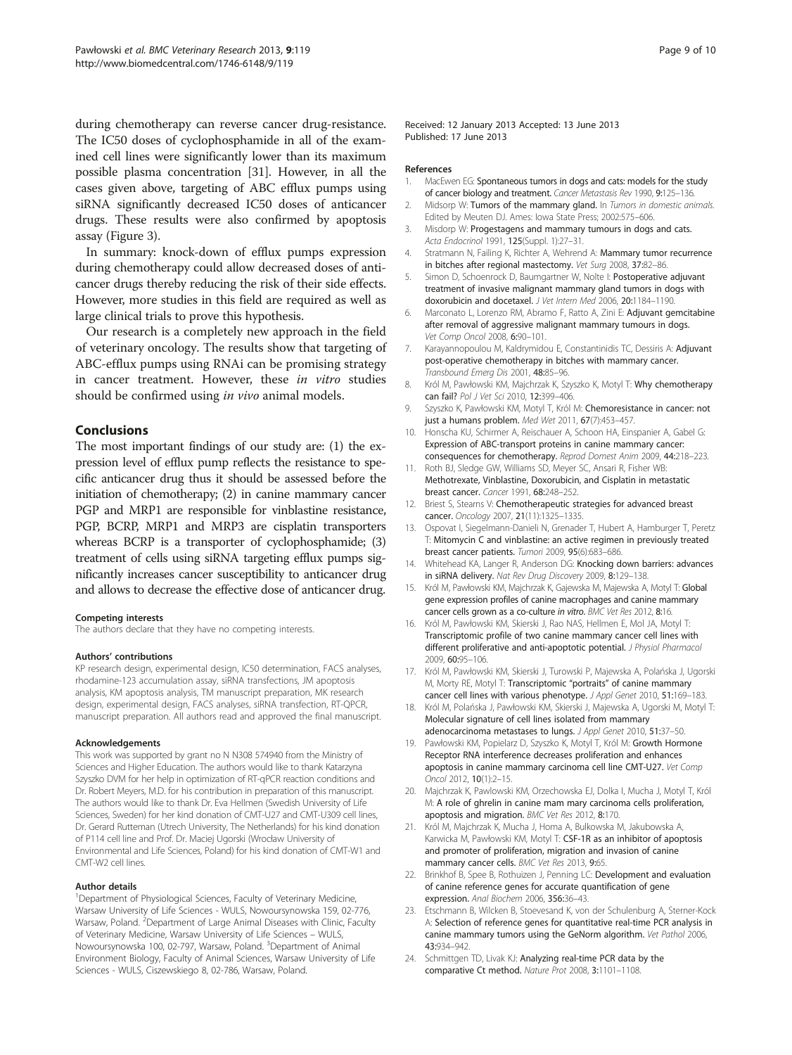during chemotherapy can reverse cancer drug-resistance. The IC50 doses of cyclophosphamide in all of the examined cell lines were significantly lower than its maximum possible plasma concentration [31]. However, in all the cases given above, targeting of ABC efflux pumps using siRNA significantly decreased IC50 doses of anticancer drugs. These results were also confirmed by apoptosis assay (Figure 3).

In summary: knock-down of efflux pumps expression during chemotherapy could allow decreased doses of anticancer drugs thereby reducing the risk of their side effects. However, more studies in this field are required as well as large clinical trials to prove this hypothesis.

Our research is a completely new approach in the field of veterinary oncology. The results show that targeting of ABC-efflux pumps using RNAi can be promising strategy in cancer treatment. However, these *in vitro* studies should be confirmed using *in vivo* animal models.

## Conclusions

The most important findings of our study are: (1) the expression level of efflux pump reflects the resistance to specific anticancer drug thus it should be assessed before the initiation of chemotherapy; (2) in canine mammary cancer PGP and MRP1 are responsible for vinblastine resistance, PGP, BCRP, MRP1 and MRP3 are cisplatin transporters whereas BCRP is a transporter of cyclophosphamide; (3) treatment of cells using siRNA targeting efflux pumps significantly increases cancer susceptibility to anticancer drug and allows to decrease the effective dose of anticancer drug.

#### Competing interests

The authors declare that they have no competing interests.

#### Authors' contributions

KP research design, experimental design, IC50 determination, FACS analyses, rhodamine-123 accumulation assay, siRNA transfections, JM apoptosis analysis, KM apoptosis analysis, TM manuscript preparation, MK research design, experimental design, FACS analyses, siRNA transfection, RT-QPCR, manuscript preparation. All authors read and approved the final manuscript.

#### Acknowledgements

This work was supported by grant no N N308 574940 from the Ministry of Sciences and Higher Education. The authors would like to thank Katarzyna Szyszko DVM for her help in optimization of RT-qPCR reaction conditions and Dr. Robert Meyers, M.D. for his contribution in preparation of this manuscript. The authors would like to thank Dr. Eva Hellmen (Swedish University of Life Sciences, Sweden) for her kind donation of CMT-U27 and CMT-U309 cell lines, Dr. Gerard Rutteman (Utrech University, The Netherlands) for his kind donation of P114 cell line and Prof. Dr. Maciej Ugorski (Wrocław University of Environmental and Life Sciences, Poland) for his kind donation of CMT-W1 and CMT-W2 cell lines.

#### Author details

[1]Department of Physiological Sciences, Faculty of Veterinary Medicine, Warsaw University of Life Sciences - WULS, Nowoursynowska 159, 02-776, Warsaw, Poland. [2]Department of Large Animal Diseases with Clinic, Faculty of Veterinary Medicine, Warsaw University of Life Sciences – WULS, Nowoursynowska 100, 02-797, Warsaw, Poland. [3]Department of Animal Environment Biology, Faculty of Animal Sciences, Warsaw University of Life Sciences - WULS, Ciszewskiego 8, 02-786, Warsaw, Poland.

Received: 12 January 2013 Accepted: 13 June 2013
Published: 17 June 2013

#### References

1. MacEwen EG: Spontaneous tumors in dogs and cats: models for the study of cancer biology and treatment. *Cancer Metastasis Rev* 1990, 9:125–136.
2. Midsorp W: Tumors of the mammary gland. In *Tumors in domestic animals*. Edited by Meuten DJ. Ames: Iowa State Press; 2002:575–606.
3. Misdorp W: Progestagens and mammary tumours in dogs and cats. *Acta Endocrinol* 1991, 125(Suppl. 1):27–31.
4. Stratmann N, Failing K, Richter A, Wehrend A: Mammary tumor recurrence in bitches after regional mastectomy. *Vet Surg* 2008, 37:82–86.
5. Simon D, Schoenrock D, Baumgartner W, Nolte I: Postoperative adjuvant treatment of invasive malignant mammary gland tumors in dogs with doxorubicin and docetaxel. *J Vet Intern Med* 2006, 20:1184–1190.
6. Marconato L, Lorenzo RM, Abramo F, Ratto A, Zini E: Adjuvant gemcitabine after removal of aggressive malignant mammary tumours in dogs. *Vet Comp Oncol* 2008, 6:90–101.
7. Karayannopoulou M, Kaldrymidou E, Constantinidis TC, Dessiris A: Adjuvant post-operative chemotherapy in bitches with mammary cancer. *Transbound Emerg Dis* 2001, 48:85–96.
8. Król M, Pawłowski KM, Majchrzak K, Szyszko K, Motyl T: Why chemotherapy can fail? *Pol J Vet Sci* 2010, 12:399–406.
9. Szyszko K, Pawłowski KM, Motyl T, Król M: Chemoresistance in cancer: not just a humans problem. *Med Wet* 2011, 67(7):453–457.
10. Honscha KU, Schirmer A, Reischauer A, Schoon HA, Einspanier A, Gabel G: Expression of ABC-transport proteins in canine mammary cancer: consequences for chemotherapy. *Reprod Domest Anim* 2009, 44:218–223.
11. Roth BJ, Sledge GW, Williams SD, Meyer SC, Ansari R, Fisher WB: Methotrexate, Vinblastine, Doxorubicin, and Cisplatin in metastatic breast cancer. *Cancer* 1991, 68:248–252.
12. Briest S, Stearns V: Chemotherapeutic strategies for advanced breast cancer. *Oncology* 2007, 21(11):1325–1335.
13. Ospovat I, Siegelmann-Danieli N, Grenader T, Hubert A, Hamburger T, Peretz T: Mitomycin C and vinblastine: an active regimen in previously treated breast cancer patients. *Tumori* 2009, 95(6):683–686.
14. Whitehead KA, Langer R, Anderson DG: Knocking down barriers: advances in siRNA delivery. *Nat Rev Drug Discovery* 2009, 8:129–138.
15. Król M, Pawłowski KM, Majchrzak K, Gajewska M, Majewska A, Motyl T: Global gene expression profiles of canine macrophages and canine mammary cancer cells grown as a co-culture *in vitro*. *BMC Vet Res* 2012, 8:16.
16. Król M, Pawłowski KM, Skierski J, Rao NAS, Hellmen E, Mol JA, Motyl T: Transcriptomic profile of two canine mammary cancer cell lines with different proliferative and anti-apoptotic potential. *J Physiol Pharmacol* 2009, 60:95–106.
17. Król M, Pawłowski KM, Skierski J, Turowski P, Majewska A, Polańska J, Ugorski M, Morty RE, Motyl T: Transcriptomic "portraits" of canine mammary cancer cell lines with various phenotype. *J Appl Genet* 2010, 51:169–183.
18. Król M, Polańska J, Pawłowski KM, Skierski J, Majewska A, Ugorski M, Motyl T: Molecular signature of cell lines isolated from mammary adenocarcinoma metastases to lungs. *J Appl Genet* 2010, 51:37–50.
19. Pawłowski KM, Popielarz D, Szyszko K, Motyl T, Król M: Growth Hormone Receptor RNA interference decreases proliferation and enhances apoptosis in canine mammary carcinoma cell line CMT-U27. *Vet Comp Oncol* 2012, 10(1):2–15.
20. Majchrzak K, Pawlowski KM, Orzechowska EJ, Dolka I, Mucha J, Motyl T, Król M: A role of ghrelin in canine mam mary carcinoma cells proliferation, apoptosis and migration. *BMC Vet Res* 2012, 8:170.
21. Król M, Majchrzak K, Mucha J, Homa A, Bulkowska M, Jakubowska A, Karwicka M, Pawłowski KM, Motyl T: CSF-1R as an inhibitor of apoptosis and promoter of proliferation, migration and invasion of canine mammary cancer cells. *BMC Vet Res* 2013, 9:65.
22. Brinkhof B, Spee B, Rothuizen J, Penning LC: Development and evaluation of canine reference genes for accurate quantification of gene expression. *Anal Biochem* 2006, 356:36–43.
23. Etschmann B, Wilcken B, Stoevesand K, von der Schulenburg A, Sterner-Kock A: Selection of reference genes for quantitative real-time PCR analysis in canine mammary tumors using the GeNorm algorithm. *Vet Pathol* 2006, 43:934–942.
24. Schmittgen TD, Livak KJ: Analyzing real-time PCR data by the comparative Ct method. *Nature Prot* 2008, 3:1101–1108.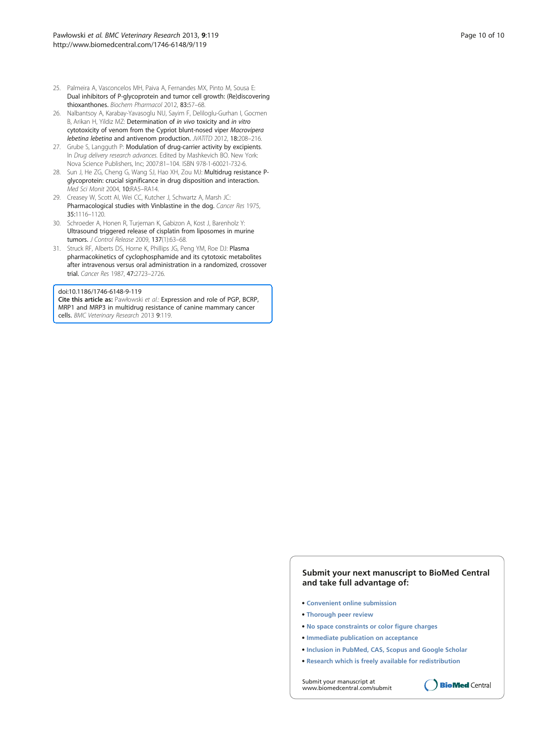25. Palmeira A, Vasconcelos MH, Paiva A, Fernandes MX, Pinto M, Sousa E: **Dual inhibitors of P-glycoprotein and tumor cell growth: (Re)discovering thioxanthones.** *Biochem Pharmacol* 2012, **83:**57–68.
26. Nalbantsoy A, Karabay-Yavasoglu NU, Sayim F, Deliloglu-Gurhan I, Gocmen B, Arikan H, Yildiz MZ: **Determination of *in vivo* toxicity and *in vitro* cytotoxicity of venom from the Cypriot blunt-nosed viper *Macrovipera lebetina lebetina* and antivenom production.** *JVATiTD* 2012, **18:**208–216.
27. Grube S, Langguth P: **Modulation of drug-carrier activity by excipients.** In *Drug delivery research advances*. Edited by Mashkevich BO. New York: Nova Science Publishers, Inc; 2007:81–104. ISBN 978-1-60021-732-6.
28. Sun J, He ZG, Cheng G, Wang SJ, Hao XH, Zou MJ: **Multidrug resistance P-glycoprotein: crucial significance in drug disposition and interaction.** *Med Sci Monit* 2004, **10:**RA5–RA14.
29. Creasey W, Scott AI, Wei CC, Kutcher J, Schwartz A, Marsh JC: **Pharmacological studies with Vinblastine in the dog.** *Cancer Res* 1975, **35:**1116–1120.
30. Schroeder A, Honen R, Turjeman K, Gabizon A, Kost J, Barenholz Y: **Ultrasound triggered release of cisplatin from liposomes in murine tumors.** *J Control Release* 2009, **137**(1):63–68.
31. Struck RF, Alberts DS, Horne K, Phillips JG, Peng YM, Roe DJ: **Plasma pharmacokinetics of cyclophosphamide and its cytotoxic metabolites after intravenous versus oral administration in a randomized, crossover trial.** *Cancer Res* 1987, **47:**2723–2726.

doi:10.1186/1746-6148-9-119
**Cite this article as:** Pawłowski *et al.*: Expression and role of PGP, BCRP, MRP1 and MRP3 in multidrug resistance of canine mammary cancer cells. *BMC Veterinary Research* 2013 **9**:119.